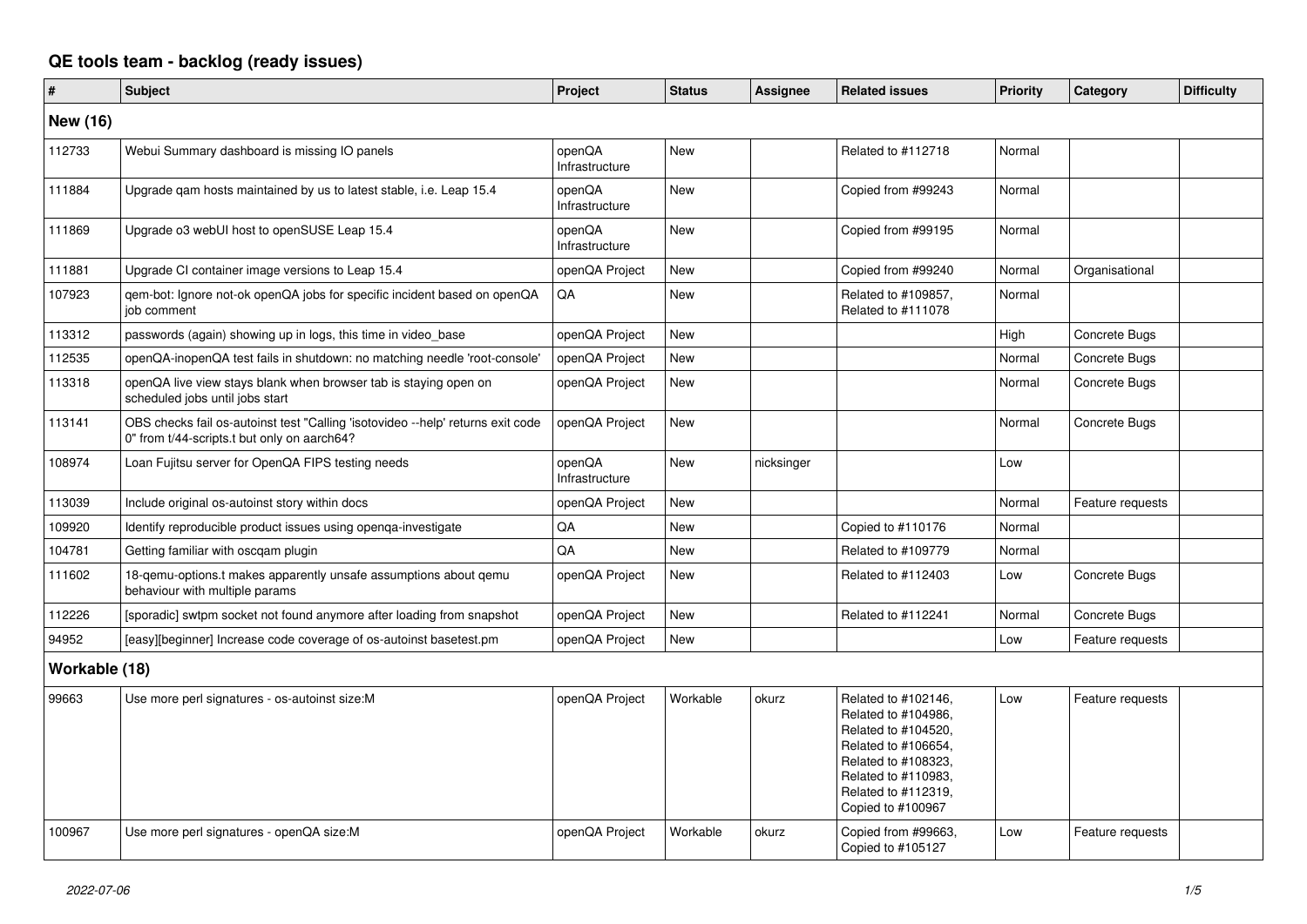# QE tools team - backlog (ready issues)

| # | Subject | Project | Status | Assignee | Related issues | Priority | Category | Difficulty |
|---|---|---|---|---|---|---|---|---|
| **New (16)** | | | | | | | | |
| 112733 | Webui Summary dashboard is missing IO panels | openQA Infrastructure | New | | Related to #112718 | Normal | | |
| 111884 | Upgrade qam hosts maintained by us to latest stable, i.e. Leap 15.4 | openQA Infrastructure | New | | Copied from #99243 | Normal | | |
| 111869 | Upgrade o3 webUI host to openSUSE Leap 15.4 | openQA Infrastructure | New | | Copied from #99195 | Normal | | |
| 111881 | Upgrade CI container image versions to Leap 15.4 | openQA Project | New | | Copied from #99240 | Normal | Organisational | |
| 107923 | qem-bot: Ignore not-ok openQA jobs for specific incident based on openQA job comment | QA | New | | Related to #109857, Related to #111078 | Normal | | |
| 113312 | passwords (again) showing up in logs, this time in video_base | openQA Project | New | | | High | Concrete Bugs | |
| 112535 | openQA-inopenQA test fails in shutdown: no matching needle 'root-console' | openQA Project | New | | | Normal | Concrete Bugs | |
| 113318 | openQA live view stays blank when browser tab is staying open on scheduled jobs until jobs start | openQA Project | New | | | Normal | Concrete Bugs | |
| 113141 | OBS checks fail os-autoinst test "Calling 'isotovideo --help' returns exit code 0" from t/44-scripts.t but only on aarch64? | openQA Project | New | | | Normal | Concrete Bugs | |
| 108974 | Loan Fujitsu server for OpenQA FIPS testing needs | openQA Infrastructure | New | nicksinger | | Low | | |
| 113039 | Include original os-autoinst story within docs | openQA Project | New | | | Normal | Feature requests | |
| 109920 | Identify reproducible product issues using openqa-investigate | QA | New | | Copied to #110176 | Normal | | |
| 104781 | Getting familiar with oscqam plugin | QA | New | | Related to #109779 | Normal | | |
| 111602 | 18-qemu-options.t makes apparently unsafe assumptions about qemu behaviour with multiple params | openQA Project | New | | Related to #112403 | Low | Concrete Bugs | |
| 112226 | [sporadic] swtpm socket not found anymore after loading from snapshot | openQA Project | New | | Related to #112241 | Normal | Concrete Bugs | |
| 94952 | [easy][beginner] Increase code coverage of os-autoinst basetest.pm | openQA Project | New | | | Low | Feature requests | |
| **Workable (18)** | | | | | | | | |
| 99663 | Use more perl signatures - os-autoinst size:M | openQA Project | Workable | okurz | Related to #102146, Related to #104986, Related to #104520, Related to #106654, Related to #108323, Related to #110983, Related to #112319, Copied to #100967 | Low | Feature requests | |
| 100967 | Use more perl signatures - openQA size:M | openQA Project | Workable | okurz | Copied from #99663, Copied to #105127 | Low | Feature requests | |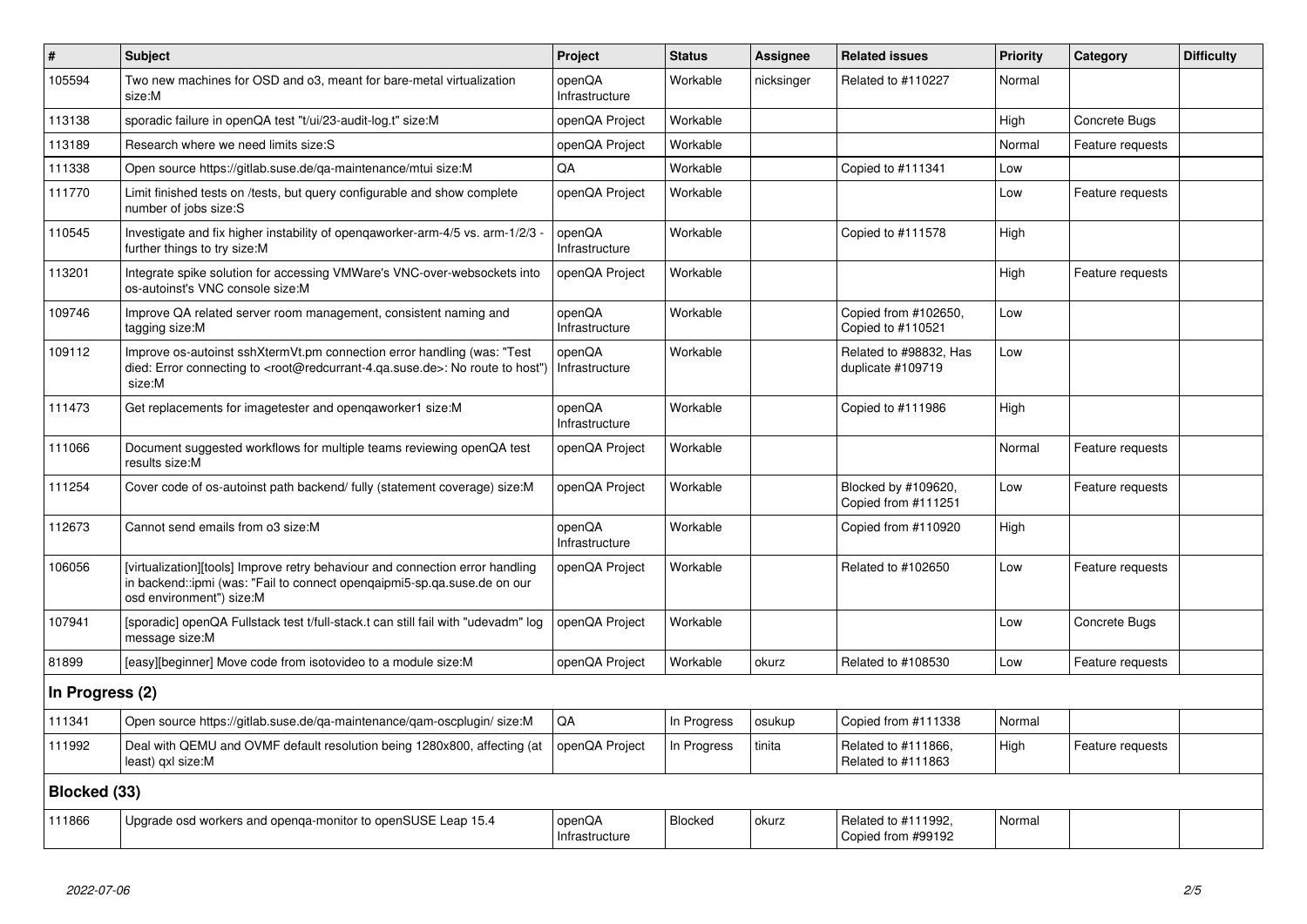| # | Subject | Project | Status | Assignee | Related issues | Priority | Category | Difficulty |
|---|---|---|---|---|---|---|---|---|
| 105594 | Two new machines for OSD and o3, meant for bare-metal virtualization size:M | openQA Infrastructure | Workable | nicksinger | Related to #110227 | Normal | | |
| 113138 | sporadic failure in openQA test "t/ui/23-audit-log.t" size:M | openQA Project | Workable | | | High | Concrete Bugs | |
| 113189 | Research where we need limits size:S | openQA Project | Workable | | | Normal | Feature requests | |
| 111338 | Open source https://gitlab.suse.de/qa-maintenance/mtui size:M | QA | Workable | | Copied to #111341 | Low | | |
| 111770 | Limit finished tests on /tests, but query configurable and show complete number of jobs size:S | openQA Project | Workable | | | Low | Feature requests | |
| 110545 | Investigate and fix higher instability of openqaworker-arm-4/5 vs. arm-1/2/3 - further things to try size:M | openQA Infrastructure | Workable | | Copied to #111578 | High | | |
| 113201 | Integrate spike solution for accessing VMWare's VNC-over-websockets into os-autoinst's VNC console size:M | openQA Project | Workable | | | High | Feature requests | |
| 109746 | Improve QA related server room management, consistent naming and tagging size:M | openQA Infrastructure | Workable | | Copied from #102650, Copied to #110521 | Low | | |
| 109112 | Improve os-autoinst sshXtermVt.pm connection error handling (was: "Test died: Error connecting to <root@redcurrant-4.qa.suse.de>: No route to host") size:M | openQA Infrastructure | Workable | | Related to #98832, Has duplicate #109719 | Low | | |
| 111473 | Get replacements for imagetester and openqaworker1 size:M | openQA Infrastructure | Workable | | Copied to #111986 | High | | |
| 111066 | Document suggested workflows for multiple teams reviewing openQA test results size:M | openQA Project | Workable | | | Normal | Feature requests | |
| 111254 | Cover code of os-autoinst path backend/ fully (statement coverage) size:M | openQA Project | Workable | | Blocked by #109620, Copied from #111251 | Low | Feature requests | |
| 112673 | Cannot send emails from o3 size:M | openQA Infrastructure | Workable | | Copied from #110920 | High | | |
| 106056 | [virtualization][tools] Improve retry behaviour and connection error handling in backend::ipmi (was: "Fail to connect openqaipmi5-sp.qa.suse.de on our osd environment") size:M | openQA Project | Workable | | Related to #102650 | Low | Feature requests | |
| 107941 | [sporadic] openQA Fullstack test t/full-stack.t can still fail with "udevadm" log message size:M | openQA Project | Workable | | | Low | Concrete Bugs | |
| 81899 | [easy][beginner] Move code from isotovideo to a module size:M | openQA Project | Workable | okurz | Related to #108530 | Low | Feature requests | |
| **In Progress (2)** | | | | | | | | |
| 111341 | Open source https://gitlab.suse.de/qa-maintenance/qam-oscplugin/ size:M | QA | In Progress | osukup | Copied from #111338 | Normal | | |
| 111992 | Deal with QEMU and OVMF default resolution being 1280x800, affecting (at least) qxl size:M | openQA Project | In Progress | tinita | Related to #111866, Related to #111863 | High | Feature requests | |
| **Blocked (33)** | | | | | | | | |
| 111866 | Upgrade osd workers and openqa-monitor to openSUSE Leap 15.4 | openQA Infrastructure | Blocked | okurz | Related to #111992, Copied from #99192 | Normal | | |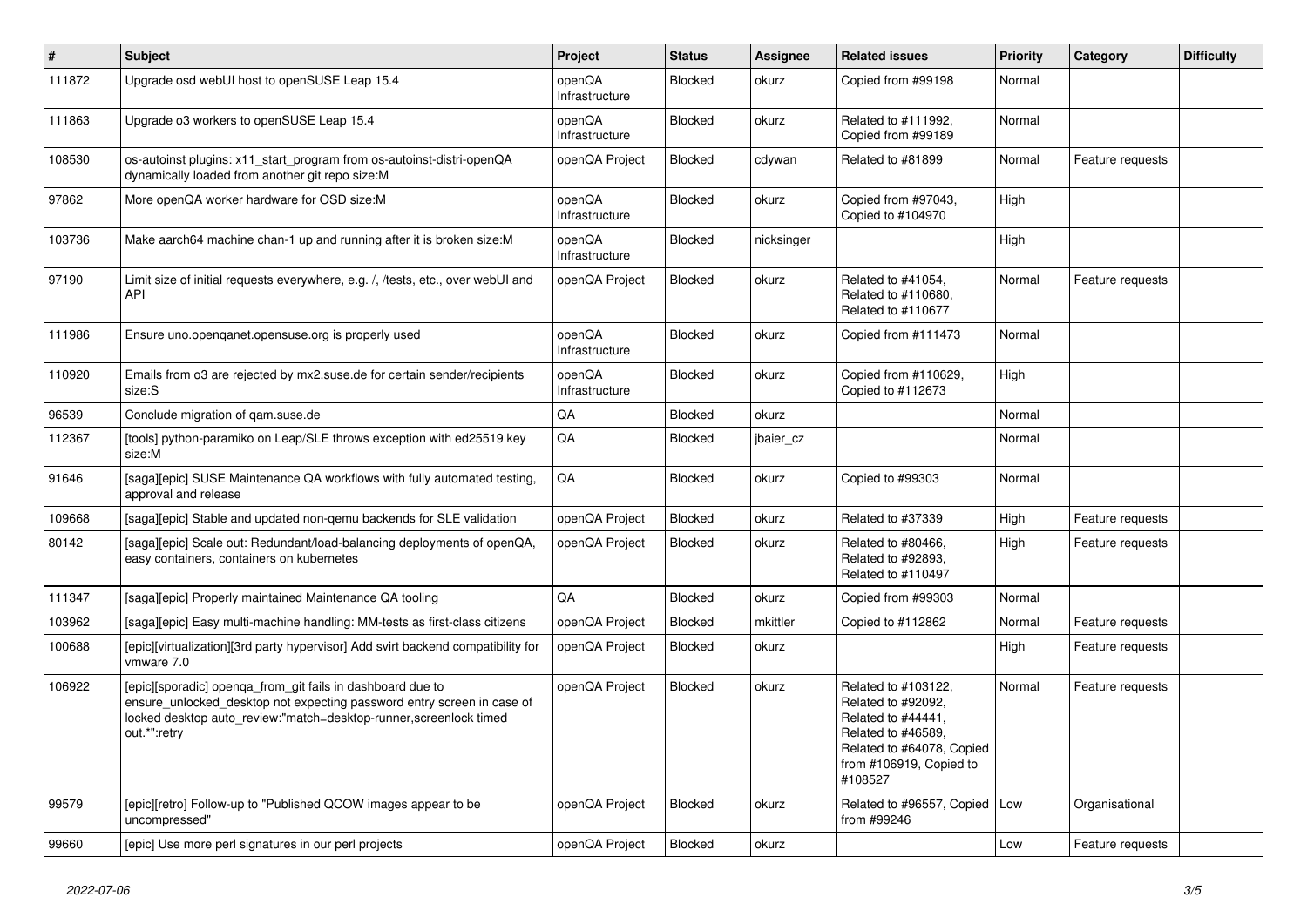| # | Subject | Project | Status | Assignee | Related issues | Priority | Category | Difficulty |
|---|---|---|---|---|---|---|---|---|
| 111872 | Upgrade osd webUI host to openSUSE Leap 15.4 | openQA Infrastructure | Blocked | okurz | Copied from #99198 | Normal | | |
| 111863 | Upgrade o3 workers to openSUSE Leap 15.4 | openQA Infrastructure | Blocked | okurz | Related to #111992, Copied from #99189 | Normal | | |
| 108530 | os-autoinst plugins: x11_start_program from os-autoinst-distri-openQA dynamically loaded from another git repo size:M | openQA Project | Blocked | cdywan | Related to #81899 | Normal | Feature requests | |
| 97862 | More openQA worker hardware for OSD size:M | openQA Infrastructure | Blocked | okurz | Copied from #97043, Copied to #104970 | High | | |
| 103736 | Make aarch64 machine chan-1 up and running after it is broken size:M | openQA Infrastructure | Blocked | nicksinger | | High | | |
| 97190 | Limit size of initial requests everywhere, e.g. /, /tests, etc., over webUI and API | openQA Project | Blocked | okurz | Related to #41054, Related to #110680, Related to #110677 | Normal | Feature requests | |
| 111986 | Ensure uno.openqanet.opensuse.org is properly used | openQA Infrastructure | Blocked | okurz | Copied from #111473 | Normal | | |
| 110920 | Emails from o3 are rejected by mx2.suse.de for certain sender/recipients size:S | openQA Infrastructure | Blocked | okurz | Copied from #110629, Copied to #112673 | High | | |
| 96539 | Conclude migration of qam.suse.de | QA | Blocked | okurz | | Normal | | |
| 112367 | [tools] python-paramiko on Leap/SLE throws exception with ed25519 key size:M | QA | Blocked | jbaier_cz | | Normal | | |
| 91646 | [saga][epic] SUSE Maintenance QA workflows with fully automated testing, approval and release | QA | Blocked | okurz | Copied to #99303 | Normal | | |
| 109668 | [saga][epic] Stable and updated non-qemu backends for SLE validation | openQA Project | Blocked | okurz | Related to #37339 | High | Feature requests | |
| 80142 | [saga][epic] Scale out: Redundant/load-balancing deployments of openQA, easy containers, containers on kubernetes | openQA Project | Blocked | okurz | Related to #80466, Related to #92893, Related to #110497 | High | Feature requests | |
| 111347 | [saga][epic] Properly maintained Maintenance QA tooling | QA | Blocked | okurz | Copied from #99303 | Normal | | |
| 103962 | [saga][epic] Easy multi-machine handling: MM-tests as first-class citizens | openQA Project | Blocked | mkittler | Copied to #112862 | Normal | Feature requests | |
| 100688 | [epic][virtualization][3rd party hypervisor] Add svirt backend compatibility for vmware 7.0 | openQA Project | Blocked | okurz | | High | Feature requests | |
| 106922 | [epic][sporadic] openqa_from_git fails in dashboard due to ensure_unlocked_desktop not expecting password entry screen in case of locked desktop auto_review:"match=desktop-runner,screenlock timed out.*":retry | openQA Project | Blocked | okurz | Related to #103122, Related to #92092, Related to #44441, Related to #46589, Related to #64078, Copied from #106919, Copied to #108527 | Normal | Feature requests | |
| 99579 | [epic][retro] Follow-up to "Published QCOW images appear to be uncompressed" | openQA Project | Blocked | okurz | Related to #96557, Copied from #99246 | Low | Organisational | |
| 99660 | [epic] Use more perl signatures in our perl projects | openQA Project | Blocked | okurz | | Low | Feature requests | |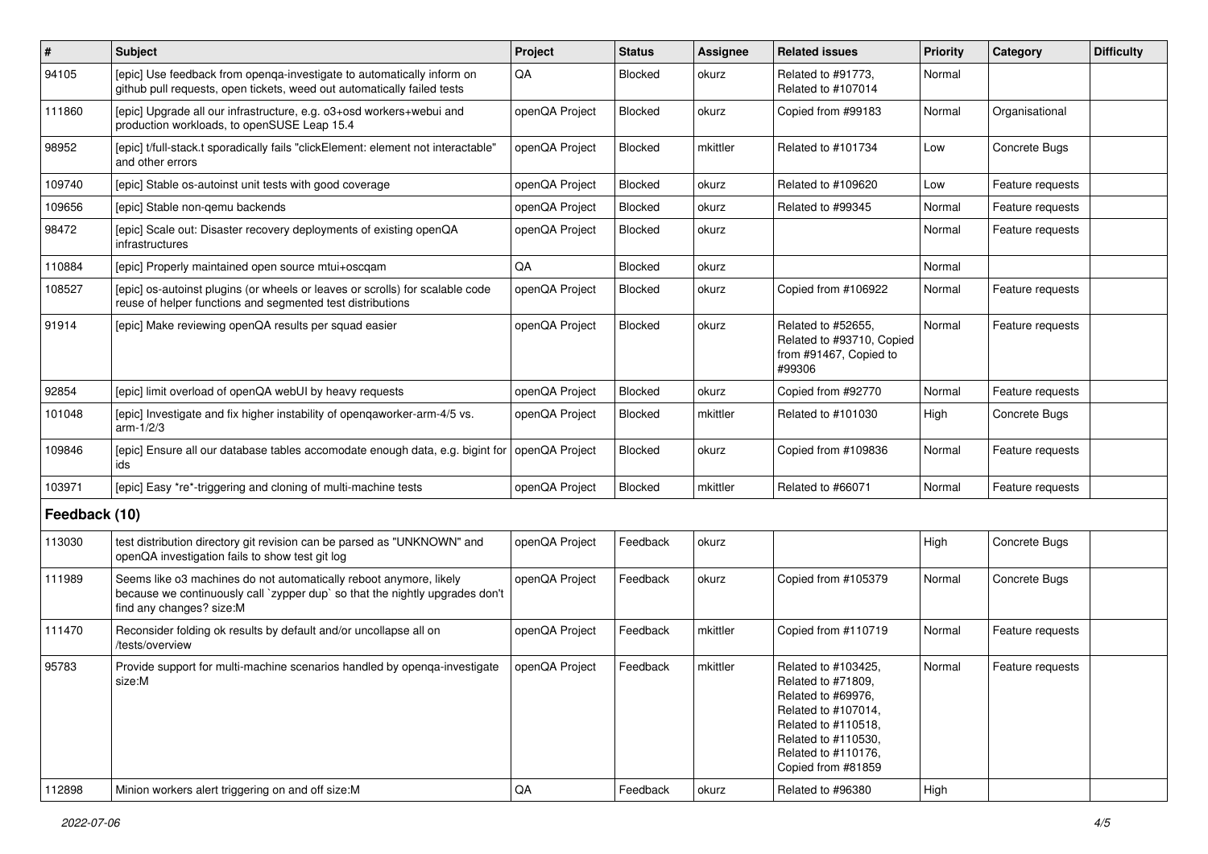| # | Subject | Project | Status | Assignee | Related issues | Priority | Category | Difficulty |
|---|---|---|---|---|---|---|---|---|
| 94105 | [epic] Use feedback from openqa-investigate to automatically inform on github pull requests, open tickets, weed out automatically failed tests | QA | Blocked | okurz | Related to #91773, Related to #107014 | Normal | | |
| 111860 | [epic] Upgrade all our infrastructure, e.g. o3+osd workers+webui and production workloads, to openSUSE Leap 15.4 | openQA Project | Blocked | okurz | Copied from #99183 | Normal | Organisational | |
| 98952 | [epic] t/full-stack.t sporadically fails "clickElement: element not interactable" and other errors | openQA Project | Blocked | mkittler | Related to #101734 | Low | Concrete Bugs | |
| 109740 | [epic] Stable os-autoinst unit tests with good coverage | openQA Project | Blocked | okurz | Related to #109620 | Low | Feature requests | |
| 109656 | [epic] Stable non-qemu backends | openQA Project | Blocked | okurz | Related to #99345 | Normal | Feature requests | |
| 98472 | [epic] Scale out: Disaster recovery deployments of existing openQA infrastructures | openQA Project | Blocked | okurz | | Normal | Feature requests | |
| 110884 | [epic] Properly maintained open source mtui+oscqam | QA | Blocked | okurz | | Normal | | |
| 108527 | [epic] os-autoinst plugins (or wheels or leaves or scrolls) for scalable code reuse of helper functions and segmented test distributions | openQA Project | Blocked | okurz | Copied from #106922 | Normal | Feature requests | |
| 91914 | [epic] Make reviewing openQA results per squad easier | openQA Project | Blocked | okurz | Related to #52655, Related to #93710, Copied from #91467, Copied to #99306 | Normal | Feature requests | |
| 92854 | [epic] limit overload of openQA webUI by heavy requests | openQA Project | Blocked | okurz | Copied from #92770 | Normal | Feature requests | |
| 101048 | [epic] Investigate and fix higher instability of openqaworker-arm-4/5 vs. arm-1/2/3 | openQA Project | Blocked | mkittler | Related to #101030 | High | Concrete Bugs | |
| 109846 | [epic] Ensure all our database tables accomodate enough data, e.g. bigint for ids | openQA Project | Blocked | okurz | Copied from #109836 | Normal | Feature requests | |
| 103971 | [epic] Easy *re*-triggering and cloning of multi-machine tests | openQA Project | Blocked | mkittler | Related to #66071 | Normal | Feature requests | |
| **Feedback (10)** | | | | | | | | |
| 113030 | test distribution directory git revision can be parsed as "UNKNOWN" and openQA investigation fails to show test git log | openQA Project | Feedback | okurz | | High | Concrete Bugs | |
| 111989 | Seems like o3 machines do not automatically reboot anymore, likely because we continuously call `zypper dup` so that the nightly upgrades don't find any changes? size:M | openQA Project | Feedback | okurz | Copied from #105379 | Normal | Concrete Bugs | |
| 111470 | Reconsider folding ok results by default and/or uncollapse all on /tests/overview | openQA Project | Feedback | mkittler | Copied from #110719 | Normal | Feature requests | |
| 95783 | Provide support for multi-machine scenarios handled by openqa-investigate size:M | openQA Project | Feedback | mkittler | Related to #103425, Related to #71809, Related to #69976, Related to #107014, Related to #110518, Related to #110530, Related to #110176, Copied from #81859 | Normal | Feature requests | |
| 112898 | Minion workers alert triggering on and off size:M | QA | Feedback | okurz | Related to #96380 | High | | |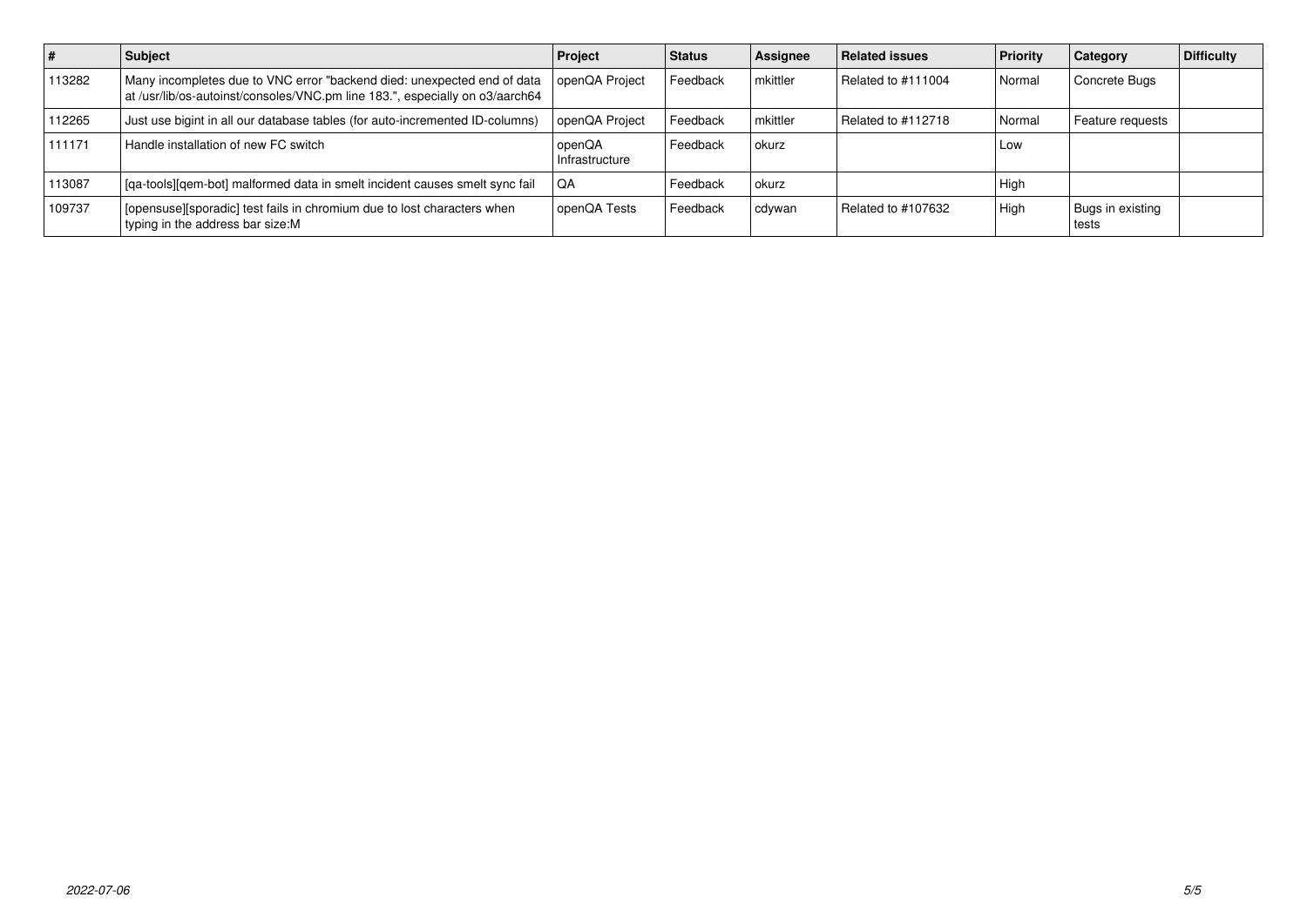| # | Subject | Project | Status | Assignee | Related issues | Priority | Category | Difficulty |
|---|---|---|---|---|---|---|---|---|
| 113282 | Many incompletes due to VNC error "backend died: unexpected end of data at /usr/lib/os-autoinst/consoles/VNC.pm line 183.", especially on o3/aarch64 | openQA Project | Feedback | mkittler | Related to #111004 | Normal | Concrete Bugs | |
| 112265 | Just use bigint in all our database tables (for auto-incremented ID-columns) | openQA Project | Feedback | mkittler | Related to #112718 | Normal | Feature requests | |
| 111171 | Handle installation of new FC switch | openQA Infrastructure | Feedback | okurz | | Low | | |
| 113087 | [qa-tools][qem-bot] malformed data in smelt incident causes smelt sync fail | QA | Feedback | okurz | | High | | |
| 109737 | [opensuse][sporadic] test fails in chromium due to lost characters when typing in the address bar size:M | openQA Tests | Feedback | cdywan | Related to #107632 | High | Bugs in existing tests | |

*2022-07-06*